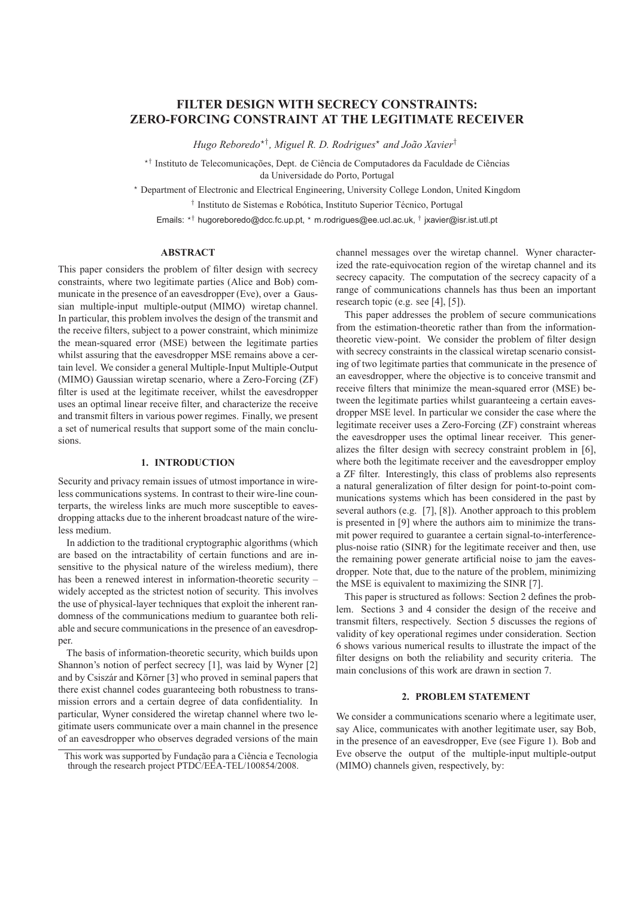# FILTER DESIGN WITH SECRECY CONSTRAINTS: ZERO-FORCING CONSTRAINT AT THE LEGITIMATE RECEIVER

*Hugo Reboredo*[⋆†]*, Miguel R. D. Rodrigues*[⋆] *and João Xavier*[†]

[⋆†] Instituto de Telecomunicações, Dept. de Ciência de Computadores da Faculdade de Ciências da Universidade do Porto, Portugal

[⋆] Department of Electronic and Electrical Engineering, University College London, United Kingdom

[†] Instituto de Sistemas e Robótica, Instituto Superior Técnico, Portugal

Emails: [⋆†] hugoreboredo@dcc.fc.up.pt, [⋆] m.rodrigues@ee.ucl.ac.uk, [†] jxavier@isr.ist.utl.pt

## ABSTRACT

This paper considers the problem of filter design with secrecy constraints, where two legitimate parties (Alice and Bob) communicate in the presence of an eavesdropper (Eve), over a Gaussian multiple-input multiple-output (MIMO) wiretap channel. In particular, this problem involves the design of the transmit and the receive filters, subject to a power constraint, which minimize the mean-squared error (MSE) between the legitimate parties whilst assuring that the eavesdropper MSE remains above a certain level. We consider a general Multiple-Input Multiple-Output (MIMO) Gaussian wiretap scenario, where a Zero-Forcing (ZF) filter is used at the legitimate receiver, whilst the eavesdropper uses an optimal linear receive filter, and characterize the receive and transmit filters in various power regimes. Finally, we present a set of numerical results that support some of the main conclusions.

## 1. INTRODUCTION

Security and privacy remain issues of utmost importance in wireless communications systems. In contrast to their wire-line counterparts, the wireless links are much more susceptible to eavesdropping attacks due to the inherent broadcast nature of the wireless medium.

In addiction to the traditional cryptographic algorithms (which are based on the intractability of certain functions and are insensitive to the physical nature of the wireless medium), there has been a renewed interest in information-theoretic security – widely accepted as the strictest notion of security. This involves the use of physical-layer techniques that exploit the inherent randomness of the communications medium to guarantee both reliable and secure communications in the presence of an eavesdropper.

The basis of information-theoretic security, which builds upon Shannon's notion of perfect secrecy [1], was laid by Wyner [2] and by Csiszár and Körner [3] who proved in seminal papers that there exist channel codes guaranteeing both robustness to transmission errors and a certain degree of data confidentiality. In particular, Wyner considered the wiretap channel where two legitimate users communicate over a main channel in the presence of an eavesdropper who observes degraded versions of the main channel messages over the wiretap channel. Wyner characterized the rate-equivocation region of the wiretap channel and its secrecy capacity. The computation of the secrecy capacity of a range of communications channels has thus been an important research topic (e.g. see [4], [5]).

This paper addresses the problem of secure communications from the estimation-theoretic rather than from the information-theoretic view-point. We consider the problem of filter design with secrecy constraints in the classical wiretap scenario consisting of two legitimate parties that communicate in the presence of an eavesdropper, where the objective is to conceive transmit and receive filters that minimize the mean-squared error (MSE) between the legitimate parties whilst guaranteeing a certain eavesdropper MSE level. In particular we consider the case where the legitimate receiver uses a Zero-Forcing (ZF) constraint whereas the eavesdropper uses the optimal linear receiver. This generalizes the filter design with secrecy constraint problem in [6], where both the legitimate receiver and the eavesdropper employ a ZF filter. Interestingly, this class of problems also represents a natural generalization of filter design for point-to-point communications systems which has been considered in the past by several authors (e.g. [7], [8]). Another approach to this problem is presented in [9] where the authors aim to minimize the transmit power required to guarantee a certain signal-to-interference-plus-noise ratio (SINR) for the legitimate receiver and then, use the remaining power generate artificial noise to jam the eavesdropper. Note that, due to the nature of the problem, minimizing the MSE is equivalent to maximizing the SINR [7].

This paper is structured as follows: Section 2 defines the problem. Sections 3 and 4 consider the design of the receive and transmit filters, respectively. Section 5 discusses the regions of validity of key operational regimes under consideration. Section 6 shows various numerical results to illustrate the impact of the filter designs on both the reliability and security criteria. The main conclusions of this work are drawn in section 7.

## 2. PROBLEM STATEMENT

We consider a communications scenario where a legitimate user, say Alice, communicates with another legitimate user, say Bob, in the presence of an eavesdropper, Eve (see Figure 1). Bob and Eve observe the output of the multiple-input multiple-output (MIMO) channels given, respectively, by:

This work was supported by Fundação para a Ciência e Tecnologia through the research project PTDC/EEA-TEL/100854/2008.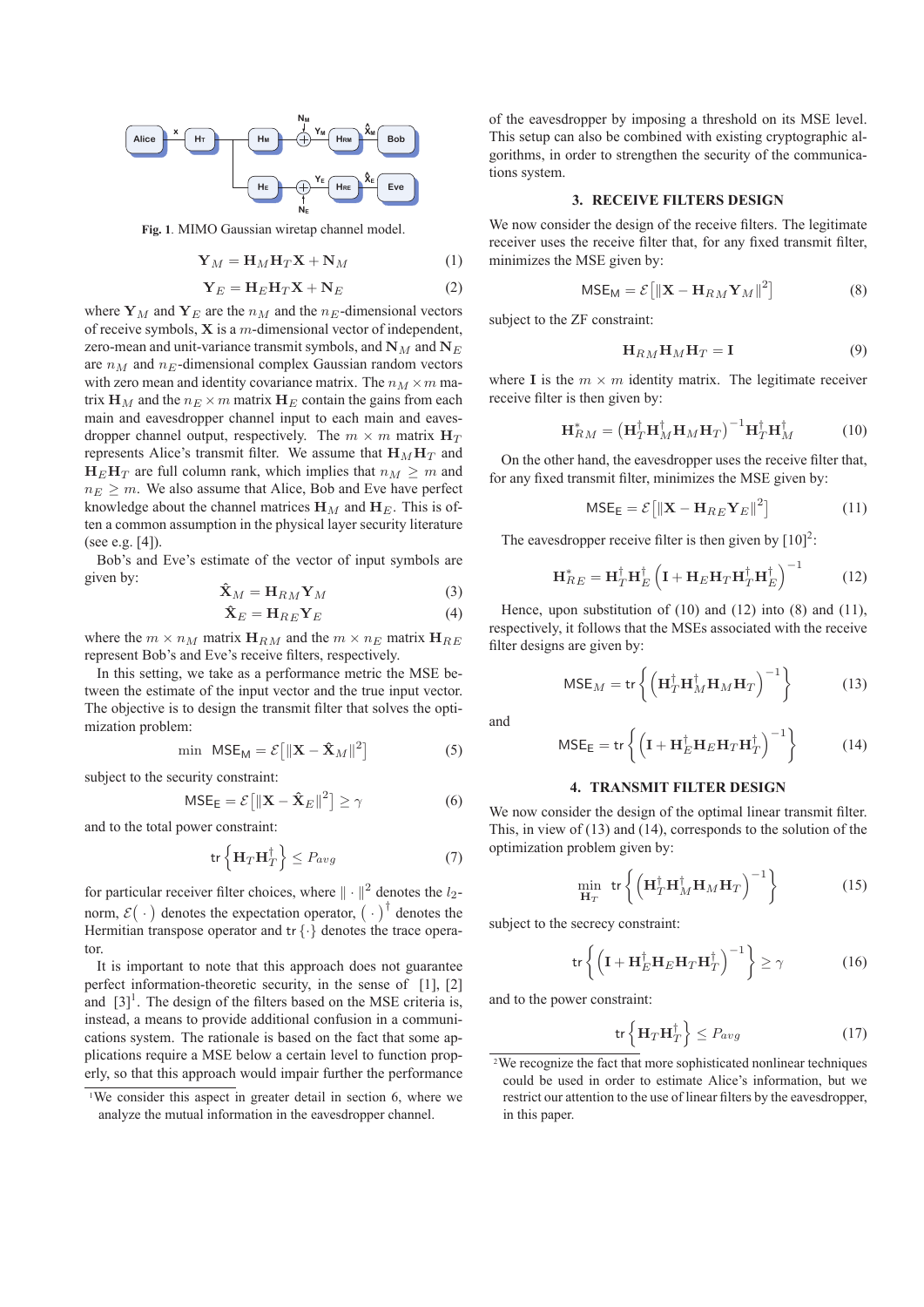Fig. 1. MIMO Gaussian wiretap channel model.

$$\mathbf{Y}_M = \mathbf{H}_M \mathbf{H}_T \mathbf{X} + \mathbf{N}_M \tag{1}$$

$$\mathbf{Y}_E = \mathbf{H}_E \mathbf{H}_T \mathbf{X} + \mathbf{N}_E \tag{2}$$

where $\mathbf{Y}_M$ and $\mathbf{Y}_E$ are the $n_M$ and the $n_E$-dimensional vectors of receive symbols, $\mathbf{X}$ is a $m$-dimensional vector of independent, zero-mean and unit-variance transmit symbols, and $\mathbf{N}_M$ and $\mathbf{N}_E$ are $n_M$ and $n_E$-dimensional complex Gaussian random vectors with zero mean and identity covariance matrix. The $n_M \times m$ matrix $\mathbf{H}_M$ and the $n_E \times m$ matrix $\mathbf{H}_E$ contain the gains from each main and eavesdropper channel input to each main and eavesdropper channel output, respectively. The $m \times m$ matrix $\mathbf{H}_T$ represents Alice's transmit filter. We assume that $\mathbf{H}_M \mathbf{H}_T$ and $\mathbf{H}_E \mathbf{H}_T$ are full column rank, which implies that $n_M \geq m$ and $n_E \geq m$. We also assume that Alice, Bob and Eve have perfect knowledge about the channel matrices $\mathbf{H}_M$ and $\mathbf{H}_E$. This is often a common assumption in the physical layer security literature (see e.g. [4]).

Bob's and Eve's estimate of the vector of input symbols are given by:

$$\hat{\mathbf{X}}_M = \mathbf{H}_{RM} \mathbf{Y}_M \tag{3}$$

$$\hat{\mathbf{X}}_E = \mathbf{H}_{RE} \mathbf{Y}_E \tag{4}$$

where the $m \times n_M$ matrix $\mathbf{H}_{RM}$ and the $m \times n_E$ matrix $\mathbf{H}_{RE}$ represent Bob's and Eve's receive filters, respectively.

In this setting, we take as a performance metric the MSE between the estimate of the input vector and the true input vector. The objective is to design the transmit filter that solves the optimization problem:

$$\min \ \mathsf{MSE_M} = \mathcal{E}\left[\|\mathbf{X} - \hat{\mathbf{X}}_M\|^2\right] \tag{5}$$

subject to the security constraint:

$$\mathsf{MSE_E} = \mathcal{E}\left[\|\mathbf{X} - \hat{\mathbf{X}}_E\|^2\right] \geq \gamma \tag{6}$$

and to the total power constraint:

$$\mathsf{tr}\left\{\mathbf{H}_T \mathbf{H}_T^\dagger\right\} \leq P_{avg} \tag{7}$$

for particular receiver filter choices, where $\|\cdot\|^2$ denotes the $l_2$-norm, $\mathcal{E}(\cdot)$ denotes the expectation operator, $(\cdot)^\dagger$ denotes the Hermitian transpose operator and $\mathsf{tr}\{\cdot\}$ denotes the trace operator.

It is important to note that this approach does not guarantee perfect information-theoretic security, in the sense of [1], [2] and [3][1]. The design of the filters based on the MSE criteria is, instead, a means to provide additional confusion in a communications system. The rationale is based on the fact that some applications require a MSE below a certain level to function properly, so that this approach would impair further the performance of the eavesdropper by imposing a threshold on its MSE level. This setup can also be combined with existing cryptographic algorithms, in order to strengthen the security of the communications system.

[1] We consider this aspect in greater detail in section 6, where we analyze the mutual information in the eavesdropper channel.

## 3. RECEIVE FILTERS DESIGN

We now consider the design of the receive filters. The legitimate receiver uses the receive filter that, for any fixed transmit filter, minimizes the MSE given by:

$$\mathsf{MSE_M} = \mathcal{E}\left[\|\mathbf{X} - \mathbf{H}_{RM}\mathbf{Y}_M\|^2\right] \tag{8}$$

subject to the ZF constraint:

$$\mathbf{H}_{RM}\mathbf{H}_M\mathbf{H}_T = \mathbf{I} \tag{9}$$

where $\mathbf{I}$ is the $m \times m$ identity matrix. The legitimate receiver receive filter is then given by:

$$\mathbf{H}_{RM}^* = \left(\mathbf{H}_T^\dagger \mathbf{H}_M^\dagger \mathbf{H}_M \mathbf{H}_T\right)^{-1} \mathbf{H}_T^\dagger \mathbf{H}_M^\dagger \tag{10}$$

On the other hand, the eavesdropper uses the receive filter that, for any fixed transmit filter, minimizes the MSE given by:

$$\mathsf{MSE_E} = \mathcal{E}\left[\|\mathbf{X} - \mathbf{H}_{RE}\mathbf{Y}_E\|^2\right] \tag{11}$$

The eavesdropper receive filter is then given by [10][2]:

$$\mathbf{H}_{RE}^* = \mathbf{H}_T^\dagger \mathbf{H}_E^\dagger \left(\mathbf{I} + \mathbf{H}_E \mathbf{H}_T \mathbf{H}_T^\dagger \mathbf{H}_E^\dagger\right)^{-1} \tag{12}$$

Hence, upon substitution of (10) and (12) into (8) and (11), respectively, it follows that the MSEs associated with the receive filter designs are given by:

$$\mathsf{MSE}_M = \mathsf{tr}\left\{\left(\mathbf{H}_T^\dagger \mathbf{H}_M^\dagger \mathbf{H}_M \mathbf{H}_T\right)^{-1}\right\} \tag{13}$$

and

$$\mathsf{MSE_E} = \mathsf{tr}\left\{\left(\mathbf{I} + \mathbf{H}_E^\dagger \mathbf{H}_E \mathbf{H}_T \mathbf{H}_T^\dagger\right)^{-1}\right\} \tag{14}$$

## 4. TRANSMIT FILTER DESIGN

We now consider the design of the optimal linear transmit filter. This, in view of (13) and (14), corresponds to the solution of the optimization problem given by:

$$\min_{\mathbf{H}_T} \ \mathsf{tr}\left\{\left(\mathbf{H}_T^\dagger \mathbf{H}_M^\dagger \mathbf{H}_M \mathbf{H}_T\right)^{-1}\right\} \tag{15}$$

subject to the secrecy constraint:

$$\mathsf{tr}\left\{\left(\mathbf{I} + \mathbf{H}_E^\dagger \mathbf{H}_E \mathbf{H}_T \mathbf{H}_T^\dagger\right)^{-1}\right\} \geq \gamma \tag{16}$$

and to the power constraint:

$$\mathsf{tr}\left\{\mathbf{H}_T \mathbf{H}_T^\dagger\right\} \leq P_{avg} \tag{17}$$

[2] We recognize the fact that more sophisticated nonlinear techniques could be used in order to estimate Alice's information, but we restrict our attention to the use of linear filters by the eavesdropper, in this paper.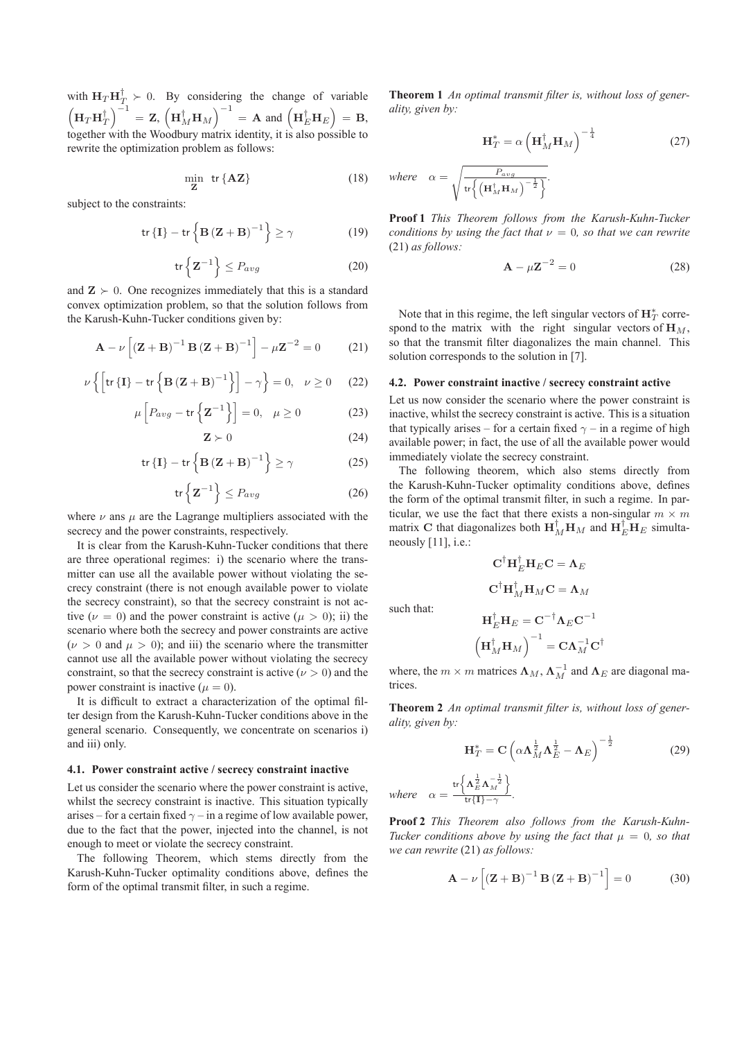with $\mathbf{H}_T\mathbf{H}_T^\dagger \succ 0$. By considering the change of variable $\left(\mathbf{H}_T\mathbf{H}_T^\dagger\right)^{-1} = \mathbf{Z}$, $\left(\mathbf{H}_M^\dagger\mathbf{H}_M\right)^{-1} = \mathbf{A}$ and $\left(\mathbf{H}_E^\dagger\mathbf{H}_E\right) = \mathbf{B}$, together with the Woodbury matrix identity, it is also possible to rewrite the optimization problem as follows:

$$\min_{\mathbf{Z}} \; \mathsf{tr}\left\{\mathbf{A}\mathbf{Z}\right\} \tag{18}$$

subject to the constraints:

$$\mathsf{tr}\left\{\mathbf{I}\right\} - \mathsf{tr}\left\{\mathbf{B}\left(\mathbf{Z}+\mathbf{B}\right)^{-1}\right\} \geq \gamma \tag{19}$$

$$\mathsf{tr}\left\{\mathbf{Z}^{-1}\right\} \leq P_{avg} \tag{20}$$

and $\mathbf{Z} \succ 0$. One recognizes immediately that this is a standard convex optimization problem, so that the solution follows from the Karush-Kuhn-Tucker conditions given by:

$$\mathbf{A} - \nu\left[\left(\mathbf{Z}+\mathbf{B}\right)^{-1}\mathbf{B}\left(\mathbf{Z}+\mathbf{B}\right)^{-1}\right] - \mu\mathbf{Z}^{-2} = 0 \tag{21}$$

$$\nu\left\{\left[\mathsf{tr}\left\{\mathbf{I}\right\} - \mathsf{tr}\left\{\mathbf{B}\left(\mathbf{Z}+\mathbf{B}\right)^{-1}\right\}\right] - \gamma\right\} = 0, \quad \nu \geq 0 \tag{22}$$

$$\mu\left[P_{avg} - \mathsf{tr}\left\{\mathbf{Z}^{-1}\right\}\right] = 0, \quad \mu \geq 0 \tag{23}$$

$$\mathbf{Z} \succ 0 \tag{24}$$

$$\mathsf{tr}\left\{\mathbf{I}\right\} - \mathsf{tr}\left\{\mathbf{B}\left(\mathbf{Z}+\mathbf{B}\right)^{-1}\right\} \geq \gamma \tag{25}$$

$$\mathsf{tr}\left\{\mathbf{Z}^{-1}\right\} \leq P_{avg} \tag{26}$$

where $\nu$ ans $\mu$ are the Lagrange multipliers associated with the secrecy and the power constraints, respectively.

It is clear from the Karush-Kuhn-Tucker conditions that there are three operational regimes: i) the scenario where the transmitter can use all the available power without violating the secrecy constraint (there is not enough available power to violate the secrecy constraint), so that the secrecy constraint is not active ($\nu = 0$) and the power constraint is active ($\mu > 0$); ii) the scenario where both the secrecy and power constraints are active ($\nu > 0$ and $\mu > 0$); and iii) the scenario where the transmitter cannot use all the available power without violating the secrecy constraint, so that the secrecy constraint is active ($\nu > 0$) and the power constraint is inactive ($\mu = 0$).

It is difficult to extract a characterization of the optimal filter design from the Karush-Kuhn-Tucker conditions above in the general scenario. Consequently, we concentrate on scenarios i) and iii) only.

### 4.1. Power constraint active / secrecy constraint inactive

Let us consider the scenario where the power constraint is active, whilst the secrecy constraint is inactive. This situation typically arises – for a certain fixed $\gamma$ – in a regime of low available power, due to the fact that the power, injected into the channel, is not enough to meet or violate the secrecy constraint.

The following Theorem, which stems directly from the Karush-Kuhn-Tucker optimality conditions above, defines the form of the optimal transmit filter, in such a regime.

**Theorem 1** *An optimal transmit filter is, without loss of generality, given by:*

$$\mathbf{H}_T^* = \alpha\left(\mathbf{H}_M^\dagger\mathbf{H}_M\right)^{-\frac{1}{4}} \tag{27}$$

*where* $\alpha = \sqrt{\frac{P_{avg}}{\mathsf{tr}\left\{\left(\mathbf{H}_M^\dagger\mathbf{H}_M\right)^{-\frac{1}{2}}\right\}}}$.

**Proof 1** *This Theorem follows from the Karush-Kuhn-Tucker conditions by using the fact that $\nu = 0$, so that we can rewrite* (21) *as follows:*

$$\mathbf{A} - \mu\mathbf{Z}^{-2} = 0 \tag{28}$$

Note that in this regime, the left singular vectors of $\mathbf{H}_T^*$ correspond to the matrix with the right singular vectors of $\mathbf{H}_M$, so that the transmit filter diagonalizes the main channel. This solution corresponds to the solution in [7].

### 4.2. Power constraint inactive / secrecy constraint active

Let us now consider the scenario where the power constraint is inactive, whilst the secrecy constraint is active. This is a situation that typically arises – for a certain fixed $\gamma$ – in a regime of high available power; in fact, the use of all the available power would immediately violate the secrecy constraint.

The following theorem, which also stems directly from the Karush-Kuhn-Tucker optimality conditions above, defines the form of the optimal transmit filter, in such a regime. In particular, we use the fact that there exists a non-singular $m \times m$ matrix $\mathbf{C}$ that diagonalizes both $\mathbf{H}_M^\dagger\mathbf{H}_M$ and $\mathbf{H}_E^\dagger\mathbf{H}_E$ simultaneously [11], i.e.:

$$\mathbf{C}^\dagger\mathbf{H}_E^\dagger\mathbf{H}_E\mathbf{C} = \mathbf{\Lambda}_E$$

$$\mathbf{C}^\dagger\mathbf{H}_M^\dagger\mathbf{H}_M\mathbf{C} = \mathbf{\Lambda}_M$$

such that:

$$\mathbf{H}_E^\dagger\mathbf{H}_E = \mathbf{C}^{-\dagger}\mathbf{\Lambda}_E\mathbf{C}^{-1}$$

$$\left(\mathbf{H}_M^\dagger\mathbf{H}_M\right)^{-1} = \mathbf{C}\mathbf{\Lambda}_M^{-1}\mathbf{C}^\dagger$$

where, the $m \times m$ matrices $\mathbf{\Lambda}_M$, $\mathbf{\Lambda}_M^{-1}$ and $\mathbf{\Lambda}_E$ are diagonal matrices.

**Theorem 2** *An optimal transmit filter is, without loss of generality, given by:*

$$\mathbf{H}_T^* = \mathbf{C}\left(\alpha\mathbf{\Lambda}_M^{\frac{1}{2}}\mathbf{\Lambda}_E^{\frac{1}{2}} - \mathbf{\Lambda}_E\right)^{-\frac{1}{2}} \tag{29}$$

*where* $\alpha = \frac{\mathsf{tr}\left\{\mathbf{\Lambda}_E^{\frac{1}{2}}\mathbf{\Lambda}_M^{-\frac{1}{2}}\right\}}{\mathsf{tr}\{\mathbf{I}\} - \gamma}$.

**Proof 2** *This Theorem also follows from the Karush-Kuhn-Tucker conditions above by using the fact that $\mu = 0$, so that we can rewrite* (21) *as follows:*

$$\mathbf{A} - \nu\left[\left(\mathbf{Z}+\mathbf{B}\right)^{-1}\mathbf{B}\left(\mathbf{Z}+\mathbf{B}\right)^{-1}\right] = 0 \tag{30}$$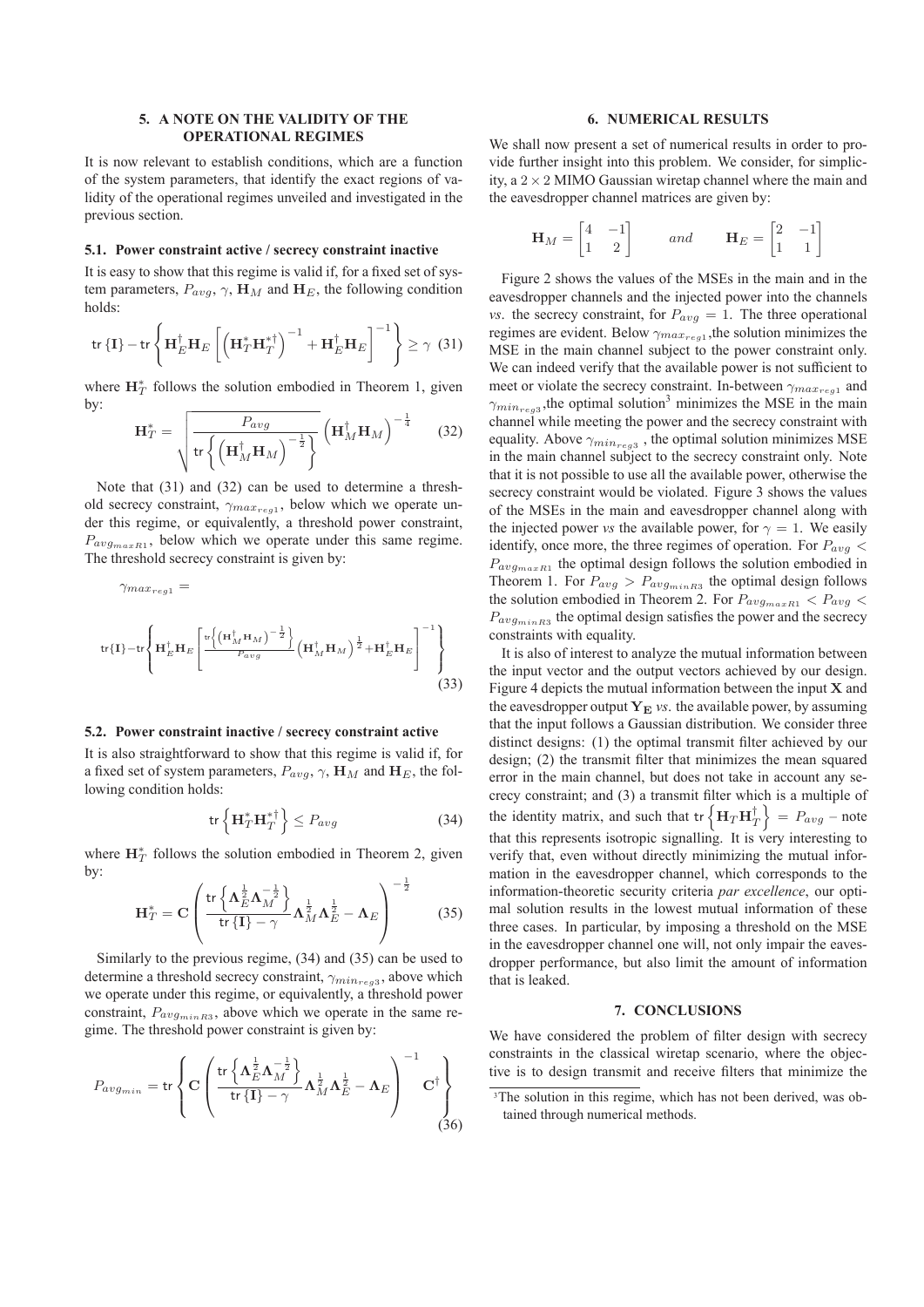## 5. A NOTE ON THE VALIDITY OF THE OPERATIONAL REGIMES

It is now relevant to establish conditions, which are a function of the system parameters, that identify the exact regions of validity of the operational regimes unveiled and investigated in the previous section.

### 5.1. Power constraint active / secrecy constraint inactive

It is easy to show that this regime is valid if, for a fixed set of system parameters, $P_{avg}$, $\gamma$, $\mathbf{H}_M$ and $\mathbf{H}_E$, the following condition holds:

$$\mathsf{tr}\left\{\mathbf{I}\right\} - \mathsf{tr}\left\{\mathbf{H}_E^{\dagger}\mathbf{H}_E\left[\left(\mathbf{H}_T^{*}\mathbf{H}_T^{*\dagger}\right)^{-1} + \mathbf{H}_E^{\dagger}\mathbf{H}_E\right]^{-1}\right\} \geq \gamma \quad (31)$$

where $\mathbf{H}_T^*$ follows the solution embodied in Theorem 1, given by:

$$\mathbf{H}_T^* = \sqrt{\frac{P_{avg}}{\mathsf{tr}\left\{\left(\mathbf{H}_M^{\dagger}\mathbf{H}_M\right)^{-\frac{1}{2}}\right\}}}\left(\mathbf{H}_M^{\dagger}\mathbf{H}_M\right)^{-\frac{1}{4}} \quad (32)$$

Note that (31) and (32) can be used to determine a threshold secrecy constraint, $\gamma_{max_{reg1}}$, below which we operate under this regime, or equivalently, a threshold power constraint, $P_{avg_{maxR1}}$, below which we operate under this same regime. The threshold secrecy constraint is given by:

$$\gamma_{max_{reg1}} =$$

$$\mathsf{tr}\{\mathbf{I}\} - \mathsf{tr}\left\{\mathbf{H}_E^{\dagger}\mathbf{H}_E\left[\frac{\mathsf{tr}\left\{\left(\mathbf{H}_M^{\dagger}\mathbf{H}_M\right)^{-\frac{1}{2}}\right\}}{P_{avg}}\left(\mathbf{H}_M^{\dagger}\mathbf{H}_M\right)^{\frac{1}{2}} + \mathbf{H}_E^{\dagger}\mathbf{H}_E\right]^{-1}\right\} \quad (33)$$

### 5.2. Power constraint inactive / secrecy constraint active

It is also straightforward to show that this regime is valid if, for a fixed set of system parameters, $P_{avg}$, $\gamma$, $\mathbf{H}_M$ and $\mathbf{H}_E$, the following condition holds:

$$\mathsf{tr}\left\{\mathbf{H}_T^{*}\mathbf{H}_T^{*\dagger}\right\} \leq P_{avg} \quad (34)$$

where $\mathbf{H}_T^*$ follows the solution embodied in Theorem 2, given by:

$$\mathbf{H}_T^* = \mathbf{C}\left(\frac{\mathsf{tr}\left\{\mathbf{\Lambda}_E^{\frac{1}{2}}\mathbf{\Lambda}_M^{-\frac{1}{2}}\right\}}{\mathsf{tr}\left\{\mathbf{I}\right\} - \gamma}\mathbf{\Lambda}_M^{\frac{1}{2}}\mathbf{\Lambda}_E^{\frac{1}{2}} - \mathbf{\Lambda}_E\right)^{-\frac{1}{2}} \quad (35)$$

Similarly to the previous regime, (34) and (35) can be used to determine a threshold secrecy constraint, $\gamma_{min_{reg3}}$, above which we operate under this regime, or equivalently, a threshold power constraint, $P_{avg_{minR3}}$, above which we operate in the same regime. The threshold power constraint is given by:

$$P_{avg_{min}} = \mathsf{tr}\left\{\mathbf{C}\left(\frac{\mathsf{tr}\left\{\mathbf{\Lambda}_E^{\frac{1}{2}}\mathbf{\Lambda}_M^{-\frac{1}{2}}\right\}}{\mathsf{tr}\left\{\mathbf{I}\right\} - \gamma}\mathbf{\Lambda}_M^{\frac{1}{2}}\mathbf{\Lambda}_E^{\frac{1}{2}} - \mathbf{\Lambda}_E\right)^{-1}\mathbf{C}^{\dagger}\right\} \quad (36)$$

## 6. NUMERICAL RESULTS

We shall now present a set of numerical results in order to provide further insight into this problem. We consider, for simplicity, a $2 \times 2$ MIMO Gaussian wiretap channel where the main and the eavesdropper channel matrices are given by:

$$\mathbf{H}_M = \begin{bmatrix} 4 & -1 \\ 1 & 2 \end{bmatrix} \qquad and \qquad \mathbf{H}_E = \begin{bmatrix} 2 & -1 \\ 1 & 1 \end{bmatrix}$$

Figure 2 shows the values of the MSEs in the main and in the eavesdropper channels and the injected power into the channels *vs*. the secrecy constraint, for $P_{avg} = 1$. The three operational regimes are evident. Below $\gamma_{max_{reg1}}$, the solution minimizes the MSE in the main channel subject to the power constraint only. We can indeed verify that the available power is not sufficient to meet or violate the secrecy constraint. In-between $\gamma_{max_{reg1}}$ and $\gamma_{min_{reg3}}$, the optimal solution[3] minimizes the MSE in the main channel while meeting the power and the secrecy constraint with equality. Above $\gamma_{min_{reg3}}$, the optimal solution minimizes MSE in the main channel subject to the secrecy constraint only. Note that it is not possible to use all the available power, otherwise the secrecy constraint would be violated. Figure 3 shows the values of the MSEs in the main and eavesdropper channel along with the injected power *vs* the available power, for $\gamma = 1$. We easily identify, once more, the three regimes of operation. For $P_{avg} < P_{avg_{maxR1}}$ the optimal design follows the solution embodied in Theorem 1. For $P_{avg} > P_{avg_{minR3}}$ the optimal design follows the solution embodied in Theorem 2. For $P_{avg_{maxR1}} < P_{avg} < P_{avg_{minR3}}$ the optimal design satisfies the power and the secrecy constraints with equality.

It is also of interest to analyze the mutual information between the input vector and the output vectors achieved by our design. Figure 4 depicts the mutual information between the input $\mathbf{X}$ and the eavesdropper output $\mathbf{Y_E}$ *vs*. the available power, by assuming that the input follows a Gaussian distribution. We consider three distinct designs: (1) the optimal transmit filter achieved by our design; (2) the transmit filter that minimizes the mean squared error in the main channel, but does not take in account any secrecy constraint; and (3) a transmit filter which is a multiple of the identity matrix, and such that $\mathsf{tr}\left\{\mathbf{H}_T\mathbf{H}_T^{\dagger}\right\} = P_{avg}$ – note that this represents isotropic signalling. It is very interesting to verify that, even without directly minimizing the mutual information in the eavesdropper channel, which corresponds to the information-theoretic security criteria *par excellence*, our optimal solution results in the lowest mutual information of these three cases. In particular, by imposing a threshold on the MSE in the eavesdropper channel one will, not only impair the eavesdropper performance, but also limit the amount of information that is leaked.

## 7. CONCLUSIONS

We have considered the problem of filter design with secrecy constraints in the classical wiretap scenario, where the objective is to design transmit and receive filters that minimize the

[3] The solution in this regime, which has not been derived, was obtained through numerical methods.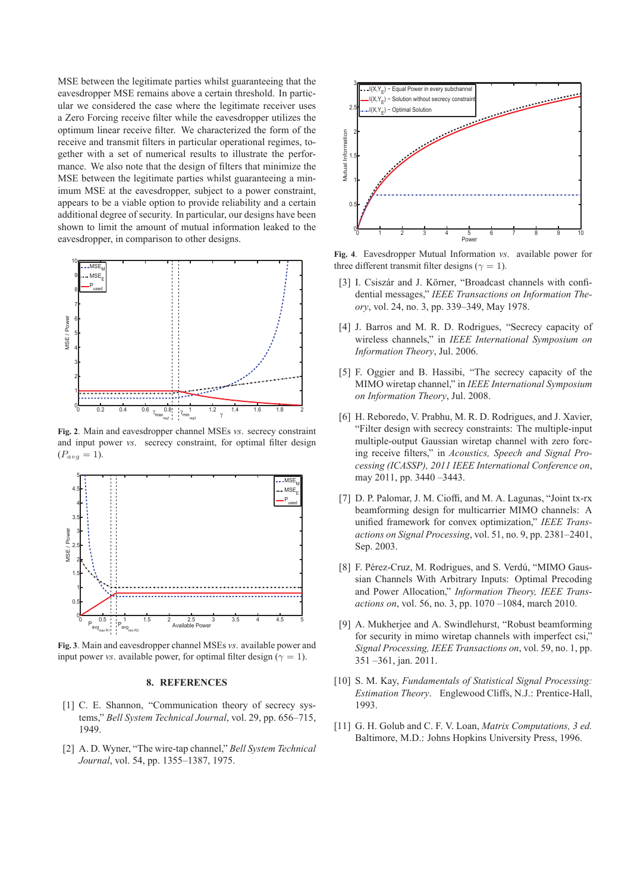MSE between the legitimate parties whilst guaranteeing that the eavesdropper MSE remains above a certain threshold. In particular we considered the case where the legitimate receiver uses a Zero Forcing receive filter while the eavesdropper utilizes the optimum linear receive filter. We characterized the form of the receive and transmit filters in particular operational regimes, together with a set of numerical results to illustrate the performance. We also note that the design of filters that minimize the MSE between the legitimate parties whilst guaranteeing a minimum MSE at the eavesdropper, subject to a power constraint, appears to be a viable option to provide reliability and a certain additional degree of security. In particular, our designs have been shown to limit the amount of mutual information leaked to the eavesdropper, in comparison to other designs.

MSE / Power

MSE$_M$

MSE$_E$

P$_{used}$

0 0.2 0.4 0.6 $\gamma_{max_{reg1}}$ 0.8 $\gamma_{min_{reg3}}$ 1 1.2 1.4 1.6 1.8 2

$\gamma$

**Fig. 2**. Main and eavesdropper channel MSEs *vs.* secrecy constraint and input power *vs.* secrecy constraint, for optimal filter design ($P_{avg} = 1$).

MSE / Power

MSE$_M$

MSE$_E$

P$_{used}$

0 0.5 $P_{avg_{max R1}}$ $P_{avg_{min R3}}$ 1 1.5 2 2.5 3 3.5 4 4.5 5

Available Power

**Fig. 3**. Main and eavesdropper channel MSEs *vs.* available power and input power *vs.* available power, for optimal filter design ($\gamma = 1$).

Mutual Information

I(X,Y$_E$) – Equal Power in every subchannel

I(X,Y$_E$) – Solution without secrecy constraint

I(X,Y$_E$) – Optimal Solution

Power

**Fig. 4**. Eavesdropper Mutual Information *vs.* available power for three different transmit filter designs ($\gamma = 1$).

## 8. REFERENCES

[1] C. E. Shannon, "Communication theory of secrecy systems," *Bell System Technical Journal*, vol. 29, pp. 656–715, 1949.

[2] A. D. Wyner, "The wire-tap channel," *Bell System Technical Journal*, vol. 54, pp. 1355–1387, 1975.

[3] I. Csiszár and J. Körner, "Broadcast channels with confidential messages," *IEEE Transactions on Information Theory*, vol. 24, no. 3, pp. 339–349, May 1978.

[4] J. Barros and M. R. D. Rodrigues, "Secrecy capacity of wireless channels," in *IEEE International Symposium on Information Theory*, Jul. 2006.

[5] F. Oggier and B. Hassibi, "The secrecy capacity of the MIMO wiretap channel," in *IEEE International Symposium on Information Theory*, Jul. 2008.

[6] H. Reboredo, V. Prabhu, M. R. D. Rodrigues, and J. Xavier, "Filter design with secrecy constraints: The multiple-input multiple-output Gaussian wiretap channel with zero forcing receive filters," in *Acoustics, Speech and Signal Processing (ICASSP), 2011 IEEE International Conference on*, may 2011, pp. 3440 –3443.

[7] D. P. Palomar, J. M. Cioffi, and M. A. Lagunas, "Joint tx-rx beamforming design for multicarrier MIMO channels: A unified framework for convex optimization," *IEEE Transactions on Signal Processing*, vol. 51, no. 9, pp. 2381–2401, Sep. 2003.

[8] F. Pérez-Cruz, M. Rodrigues, and S. Verdú, "MIMO Gaussian Channels With Arbitrary Inputs: Optimal Precoding and Power Allocation," *Information Theory, IEEE Transactions on*, vol. 56, no. 3, pp. 1070 –1084, march 2010.

[9] A. Mukherjee and A. Swindlehurst, "Robust beamforming for security in mimo wiretap channels with imperfect csi," *Signal Processing, IEEE Transactions on*, vol. 59, no. 1, pp. 351 –361, jan. 2011.

[10] S. M. Kay, *Fundamentals of Statistical Signal Processing: Estimation Theory*. Englewood Cliffs, N.J.: Prentice-Hall, 1993.

[11] G. H. Golub and C. F. V. Loan, *Matrix Computations, 3 ed.* Baltimore, M.D.: Johns Hopkins University Press, 1996.